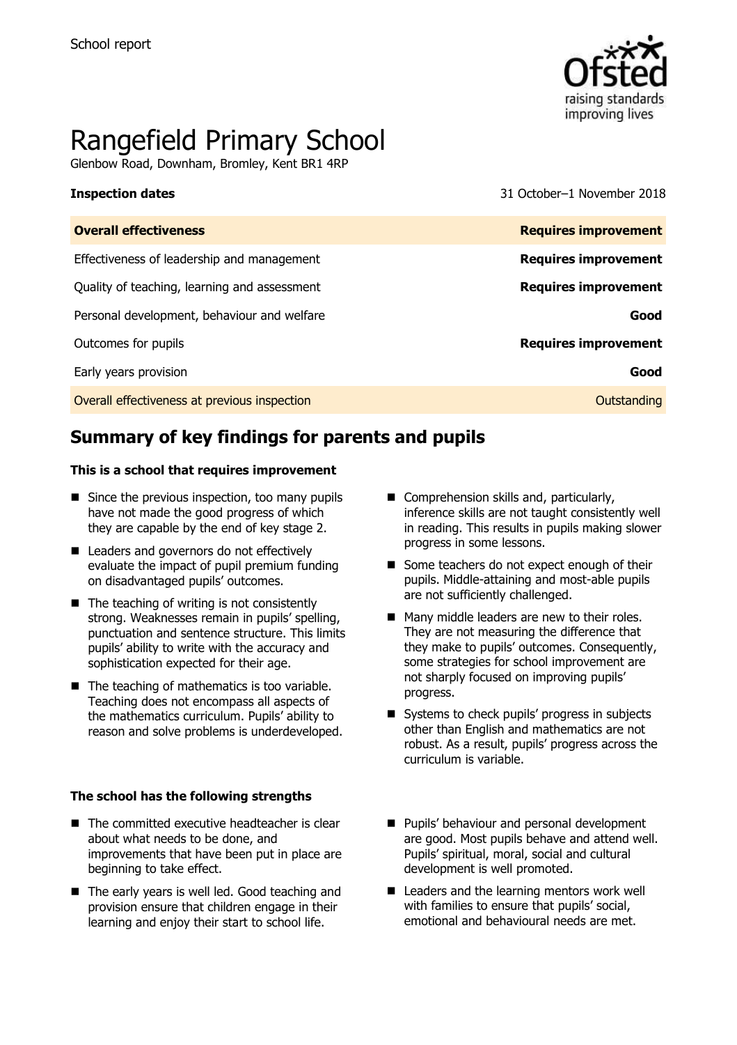School report

# Rangefield Primary School

Glenbow Road, Downham, Bromley, Kent BR1 4RP

| **Inspection dates** | 31 October–1 November 2018 |
| --- | --- |
| **Overall effectiveness** | **Requires improvement** |
| Effectiveness of leadership and management | **Requires improvement** |
| Quality of teaching, learning and assessment | **Requires improvement** |
| Personal development, behaviour and welfare | **Good** |
| Outcomes for pupils | **Requires improvement** |
| Early years provision | **Good** |
| Overall effectiveness at previous inspection | Outstanding |

## Summary of key findings for parents and pupils

### This is a school that requires improvement

- Since the previous inspection, too many pupils have not made the good progress of which they are capable by the end of key stage 2.
- Leaders and governors do not effectively evaluate the impact of pupil premium funding on disadvantaged pupils' outcomes.
- The teaching of writing is not consistently strong. Weaknesses remain in pupils' spelling, punctuation and sentence structure. This limits pupils' ability to write with the accuracy and sophistication expected for their age.
- The teaching of mathematics is too variable. Teaching does not encompass all aspects of the mathematics curriculum. Pupils' ability to reason and solve problems is underdeveloped.
- Comprehension skills and, particularly, inference skills are not taught consistently well in reading. This results in pupils making slower progress in some lessons.
- Some teachers do not expect enough of their pupils. Middle-attaining and most-able pupils are not sufficiently challenged.
- Many middle leaders are new to their roles. They are not measuring the difference that they make to pupils' outcomes. Consequently, some strategies for school improvement are not sharply focused on improving pupils' progress.
- Systems to check pupils' progress in subjects other than English and mathematics are not robust. As a result, pupils' progress across the curriculum is variable.

### The school has the following strengths

- The committed executive headteacher is clear about what needs to be done, and improvements that have been put in place are beginning to take effect.
- The early years is well led. Good teaching and provision ensure that children engage in their learning and enjoy their start to school life.
- Pupils' behaviour and personal development are good. Most pupils behave and attend well. Pupils' spiritual, moral, social and cultural development is well promoted.
- Leaders and the learning mentors work well with families to ensure that pupils' social, emotional and behavioural needs are met.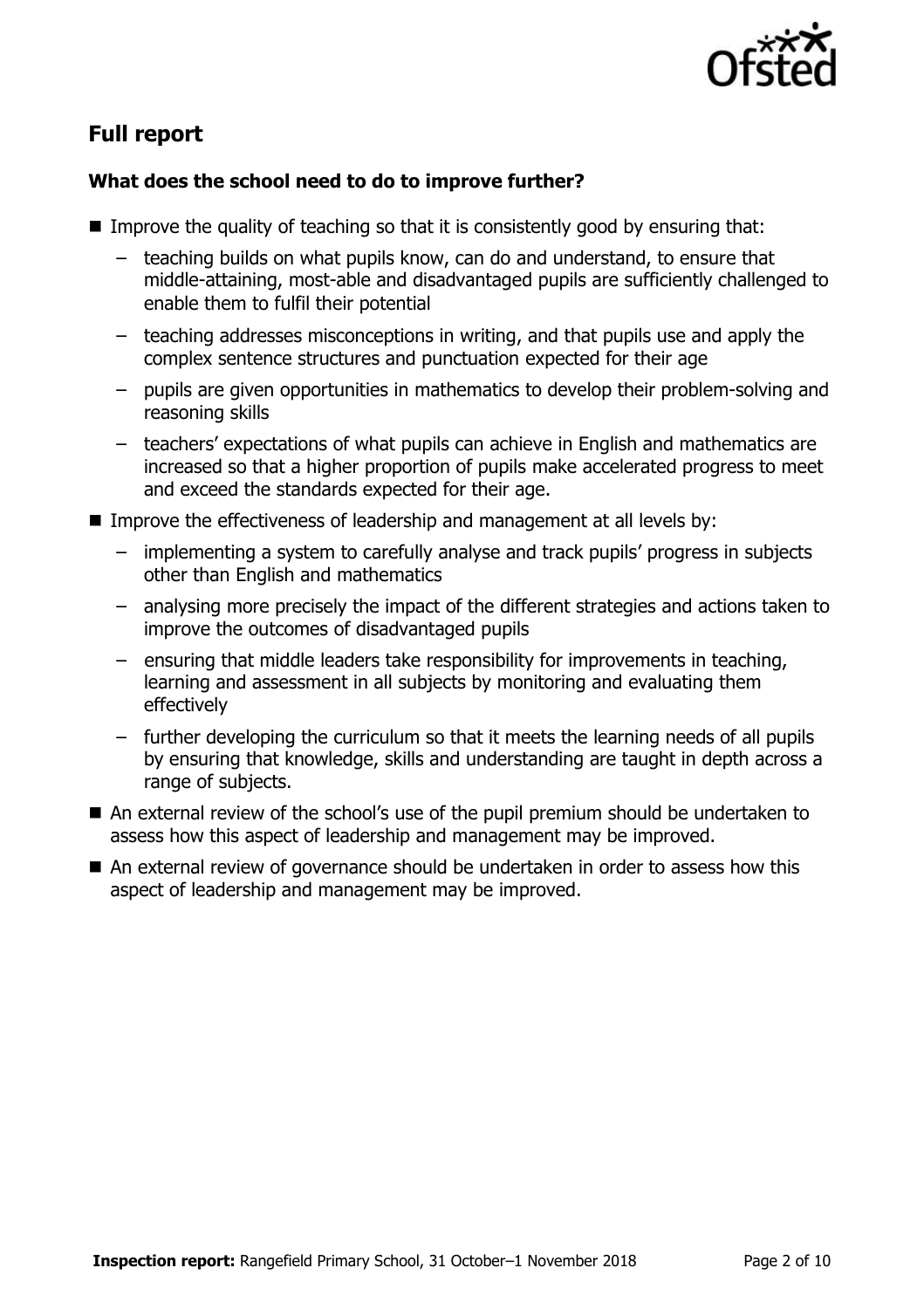## Full report

### What does the school need to do to improve further?

- Improve the quality of teaching so that it is consistently good by ensuring that:
  - teaching builds on what pupils know, can do and understand, to ensure that middle-attaining, most-able and disadvantaged pupils are sufficiently challenged to enable them to fulfil their potential
  - teaching addresses misconceptions in writing, and that pupils use and apply the complex sentence structures and punctuation expected for their age
  - pupils are given opportunities in mathematics to develop their problem-solving and reasoning skills
  - teachers' expectations of what pupils can achieve in English and mathematics are increased so that a higher proportion of pupils make accelerated progress to meet and exceed the standards expected for their age.
- Improve the effectiveness of leadership and management at all levels by:
  - implementing a system to carefully analyse and track pupils' progress in subjects other than English and mathematics
  - analysing more precisely the impact of the different strategies and actions taken to improve the outcomes of disadvantaged pupils
  - ensuring that middle leaders take responsibility for improvements in teaching, learning and assessment in all subjects by monitoring and evaluating them effectively
  - further developing the curriculum so that it meets the learning needs of all pupils by ensuring that knowledge, skills and understanding are taught in depth across a range of subjects.
- An external review of the school's use of the pupil premium should be undertaken to assess how this aspect of leadership and management may be improved.
- An external review of governance should be undertaken in order to assess how this aspect of leadership and management may be improved.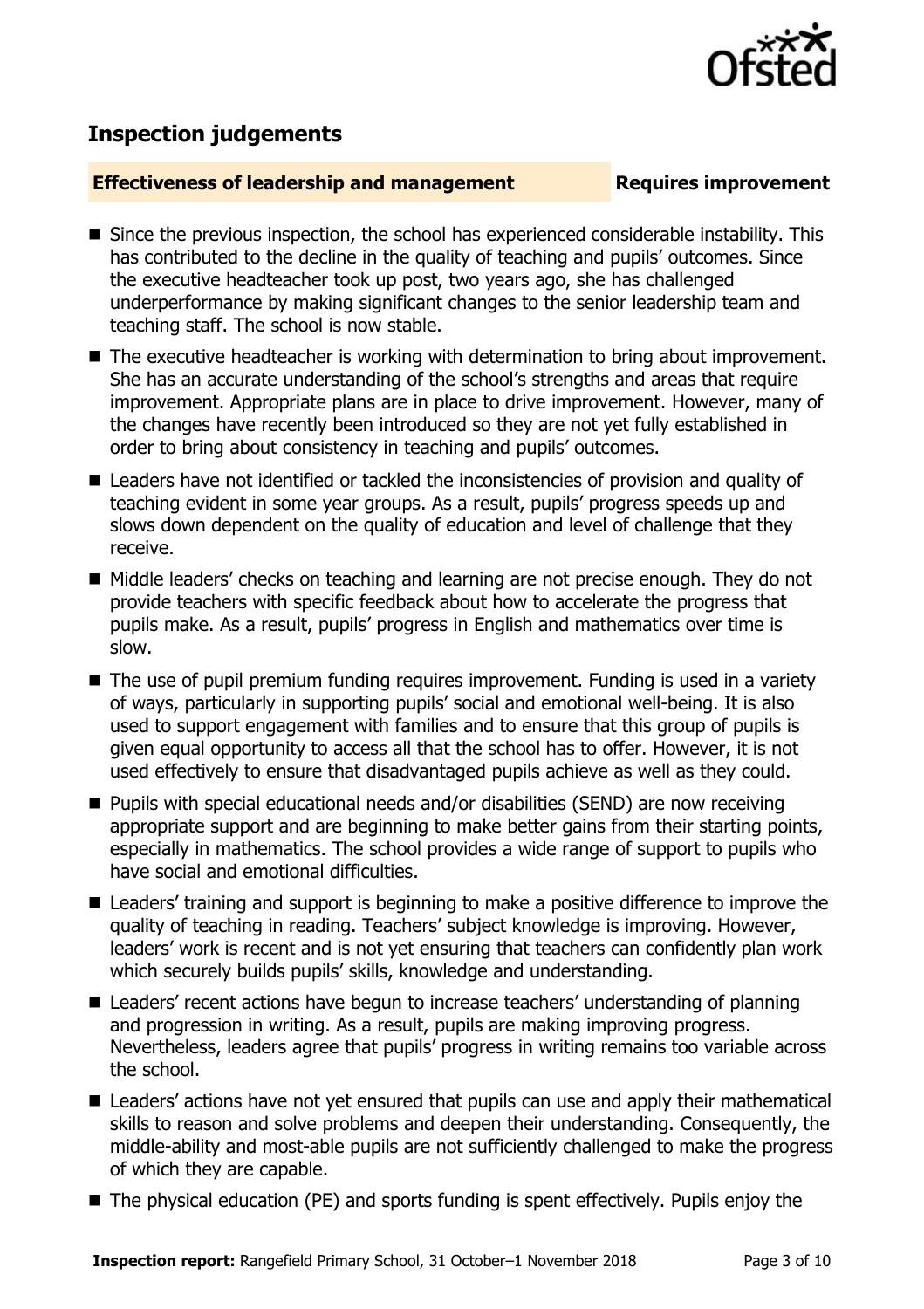## Inspection judgements

**Effectiveness of leadership and management** **Requires improvement**

- Since the previous inspection, the school has experienced considerable instability. This has contributed to the decline in the quality of teaching and pupils' outcomes. Since the executive headteacher took up post, two years ago, she has challenged underperformance by making significant changes to the senior leadership team and teaching staff. The school is now stable.
- The executive headteacher is working with determination to bring about improvement. She has an accurate understanding of the school's strengths and areas that require improvement. Appropriate plans are in place to drive improvement. However, many of the changes have recently been introduced so they are not yet fully established in order to bring about consistency in teaching and pupils' outcomes.
- Leaders have not identified or tackled the inconsistencies of provision and quality of teaching evident in some year groups. As a result, pupils' progress speeds up and slows down dependent on the quality of education and level of challenge that they receive.
- Middle leaders' checks on teaching and learning are not precise enough. They do not provide teachers with specific feedback about how to accelerate the progress that pupils make. As a result, pupils' progress in English and mathematics over time is slow.
- The use of pupil premium funding requires improvement. Funding is used in a variety of ways, particularly in supporting pupils' social and emotional well-being. It is also used to support engagement with families and to ensure that this group of pupils is given equal opportunity to access all that the school has to offer. However, it is not used effectively to ensure that disadvantaged pupils achieve as well as they could.
- Pupils with special educational needs and/or disabilities (SEND) are now receiving appropriate support and are beginning to make better gains from their starting points, especially in mathematics. The school provides a wide range of support to pupils who have social and emotional difficulties.
- Leaders' training and support is beginning to make a positive difference to improve the quality of teaching in reading. Teachers' subject knowledge is improving. However, leaders' work is recent and is not yet ensuring that teachers can confidently plan work which securely builds pupils' skills, knowledge and understanding.
- Leaders' recent actions have begun to increase teachers' understanding of planning and progression in writing. As a result, pupils are making improving progress. Nevertheless, leaders agree that pupils' progress in writing remains too variable across the school.
- Leaders' actions have not yet ensured that pupils can use and apply their mathematical skills to reason and solve problems and deepen their understanding. Consequently, the middle-ability and most-able pupils are not sufficiently challenged to make the progress of which they are capable.
- The physical education (PE) and sports funding is spent effectively. Pupils enjoy the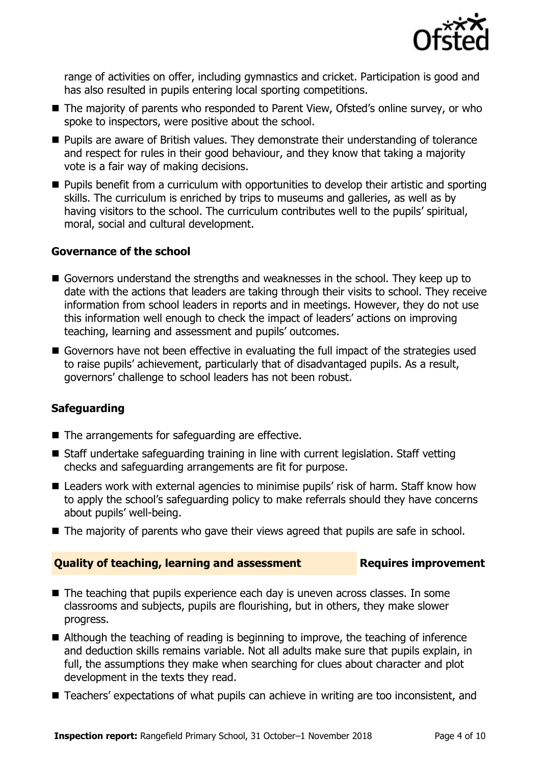range of activities on offer, including gymnastics and cricket. Participation is good and has also resulted in pupils entering local sporting competitions.

- The majority of parents who responded to Parent View, Ofsted's online survey, or who spoke to inspectors, were positive about the school.
- Pupils are aware of British values. They demonstrate their understanding of tolerance and respect for rules in their good behaviour, and they know that taking a majority vote is a fair way of making decisions.
- Pupils benefit from a curriculum with opportunities to develop their artistic and sporting skills. The curriculum is enriched by trips to museums and galleries, as well as by having visitors to the school. The curriculum contributes well to the pupils' spiritual, moral, social and cultural development.

### Governance of the school

- Governors understand the strengths and weaknesses in the school. They keep up to date with the actions that leaders are taking through their visits to school. They receive information from school leaders in reports and in meetings. However, they do not use this information well enough to check the impact of leaders' actions on improving teaching, learning and assessment and pupils' outcomes.
- Governors have not been effective in evaluating the full impact of the strategies used to raise pupils' achievement, particularly that of disadvantaged pupils. As a result, governors' challenge to school leaders has not been robust.

### Safeguarding

- The arrangements for safeguarding are effective.
- Staff undertake safeguarding training in line with current legislation. Staff vetting checks and safeguarding arrangements are fit for purpose.
- Leaders work with external agencies to minimise pupils' risk of harm. Staff know how to apply the school's safeguarding policy to make referrals should they have concerns about pupils' well-being.
- The majority of parents who gave their views agreed that pupils are safe in school.

## Quality of teaching, learning and assessment — Requires improvement

- The teaching that pupils experience each day is uneven across classes. In some classrooms and subjects, pupils are flourishing, but in others, they make slower progress.
- Although the teaching of reading is beginning to improve, the teaching of inference and deduction skills remains variable. Not all adults make sure that pupils explain, in full, the assumptions they make when searching for clues about character and plot development in the texts they read.
- Teachers' expectations of what pupils can achieve in writing are too inconsistent, and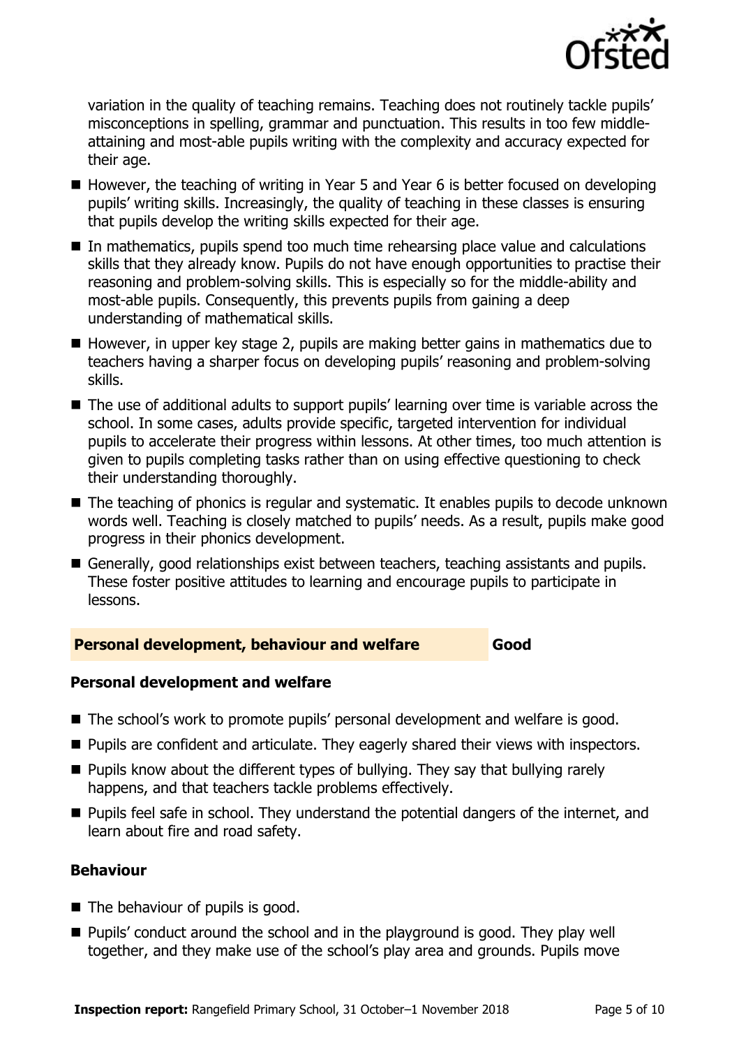variation in the quality of teaching remains. Teaching does not routinely tackle pupils' misconceptions in spelling, grammar and punctuation. This results in too few middle-attaining and most-able pupils writing with the complexity and accuracy expected for their age.

- However, the teaching of writing in Year 5 and Year 6 is better focused on developing pupils' writing skills. Increasingly, the quality of teaching in these classes is ensuring that pupils develop the writing skills expected for their age.
- In mathematics, pupils spend too much time rehearsing place value and calculations skills that they already know. Pupils do not have enough opportunities to practise their reasoning and problem-solving skills. This is especially so for the middle-ability and most-able pupils. Consequently, this prevents pupils from gaining a deep understanding of mathematical skills.
- However, in upper key stage 2, pupils are making better gains in mathematics due to teachers having a sharper focus on developing pupils' reasoning and problem-solving skills.
- The use of additional adults to support pupils' learning over time is variable across the school. In some cases, adults provide specific, targeted intervention for individual pupils to accelerate their progress within lessons. At other times, too much attention is given to pupils completing tasks rather than on using effective questioning to check their understanding thoroughly.
- The teaching of phonics is regular and systematic. It enables pupils to decode unknown words well. Teaching is closely matched to pupils' needs. As a result, pupils make good progress in their phonics development.
- Generally, good relationships exist between teachers, teaching assistants and pupils. These foster positive attitudes to learning and encourage pupils to participate in lessons.

## Personal development, behaviour and welfare — Good

### Personal development and welfare

- The school's work to promote pupils' personal development and welfare is good.
- Pupils are confident and articulate. They eagerly shared their views with inspectors.
- Pupils know about the different types of bullying. They say that bullying rarely happens, and that teachers tackle problems effectively.
- Pupils feel safe in school. They understand the potential dangers of the internet, and learn about fire and road safety.

### Behaviour

- The behaviour of pupils is good.
- Pupils' conduct around the school and in the playground is good. They play well together, and they make use of the school's play area and grounds. Pupils move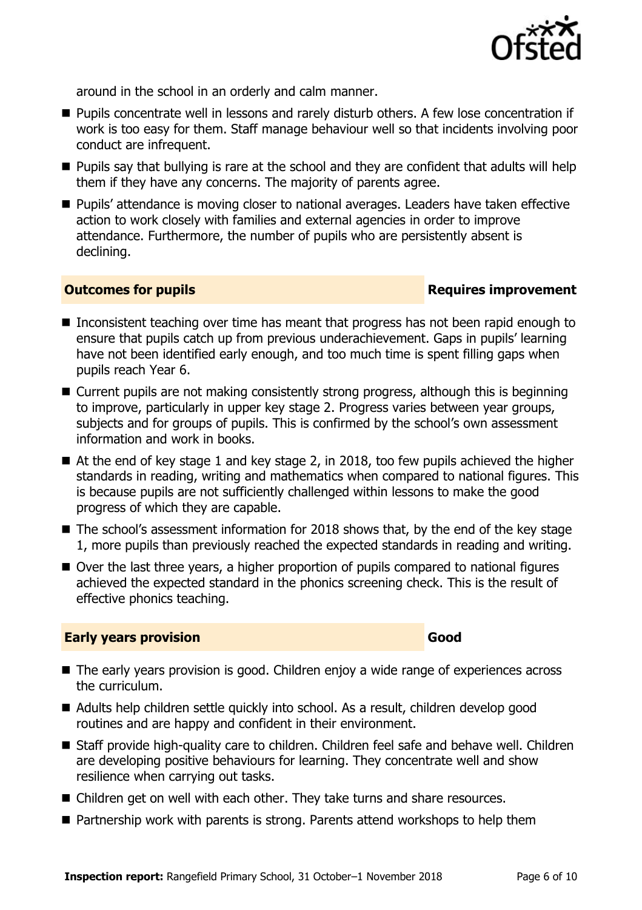around in the school in an orderly and calm manner.

- Pupils concentrate well in lessons and rarely disturb others. A few lose concentration if work is too easy for them. Staff manage behaviour well so that incidents involving poor conduct are infrequent.
- Pupils say that bullying is rare at the school and they are confident that adults will help them if they have any concerns. The majority of parents agree.
- Pupils' attendance is moving closer to national averages. Leaders have taken effective action to work closely with families and external agencies in order to improve attendance. Furthermore, the number of pupils who are persistently absent is declining.

## Outcomes for pupils — Requires improvement

- Inconsistent teaching over time has meant that progress has not been rapid enough to ensure that pupils catch up from previous underachievement. Gaps in pupils' learning have not been identified early enough, and too much time is spent filling gaps when pupils reach Year 6.
- Current pupils are not making consistently strong progress, although this is beginning to improve, particularly in upper key stage 2. Progress varies between year groups, subjects and for groups of pupils. This is confirmed by the school's own assessment information and work in books.
- At the end of key stage 1 and key stage 2, in 2018, too few pupils achieved the higher standards in reading, writing and mathematics when compared to national figures. This is because pupils are not sufficiently challenged within lessons to make the good progress of which they are capable.
- The school's assessment information for 2018 shows that, by the end of the key stage 1, more pupils than previously reached the expected standards in reading and writing.
- Over the last three years, a higher proportion of pupils compared to national figures achieved the expected standard in the phonics screening check. This is the result of effective phonics teaching.

## Early years provision — Good

- The early years provision is good. Children enjoy a wide range of experiences across the curriculum.
- Adults help children settle quickly into school. As a result, children develop good routines and are happy and confident in their environment.
- Staff provide high-quality care to children. Children feel safe and behave well. Children are developing positive behaviours for learning. They concentrate well and show resilience when carrying out tasks.
- Children get on well with each other. They take turns and share resources.
- Partnership work with parents is strong. Parents attend workshops to help them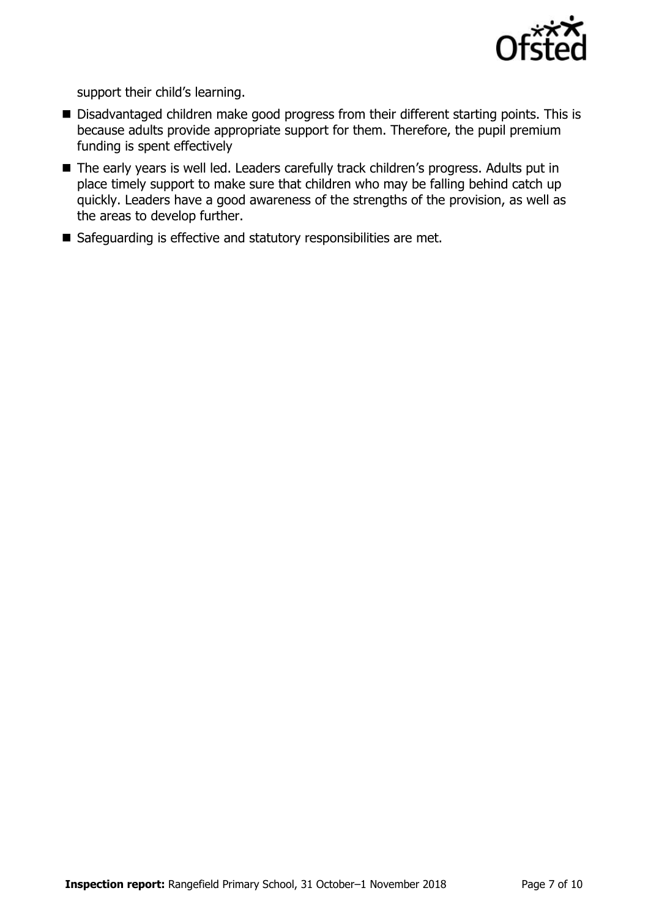support their child's learning.

- Disadvantaged children make good progress from their different starting points. This is because adults provide appropriate support for them. Therefore, the pupil premium funding is spent effectively
- The early years is well led. Leaders carefully track children's progress. Adults put in place timely support to make sure that children who may be falling behind catch up quickly. Leaders have a good awareness of the strengths of the provision, as well as the areas to develop further.
- Safeguarding is effective and statutory responsibilities are met.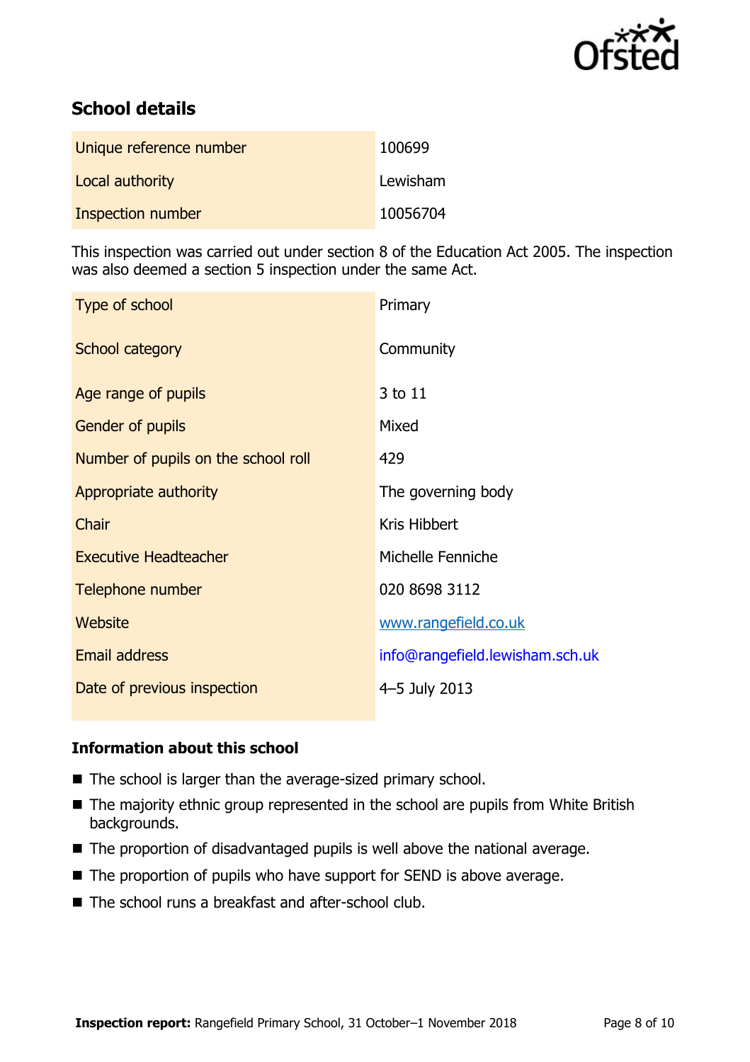## School details

| | |
|---|---|
| Unique reference number | 100699 |
| Local authority | Lewisham |
| Inspection number | 10056704 |

This inspection was carried out under section 8 of the Education Act 2005. The inspection was also deemed a section 5 inspection under the same Act.

| | |
|---|---|
| Type of school | Primary |
| School category | Community |
| Age range of pupils | 3 to 11 |
| Gender of pupils | Mixed |
| Number of pupils on the school roll | 429 |
| Appropriate authority | The governing body |
| Chair | Kris Hibbert |
| Executive Headteacher | Michelle Fenniche |
| Telephone number | 020 8698 3112 |
| Website | www.rangefield.co.uk |
| Email address | info@rangefield.lewisham.sch.uk |
| Date of previous inspection | 4–5 July 2013 |

### Information about this school

- The school is larger than the average-sized primary school.
- The majority ethnic group represented in the school are pupils from White British backgrounds.
- The proportion of disadvantaged pupils is well above the national average.
- The proportion of pupils who have support for SEND is above average.
- The school runs a breakfast and after-school club.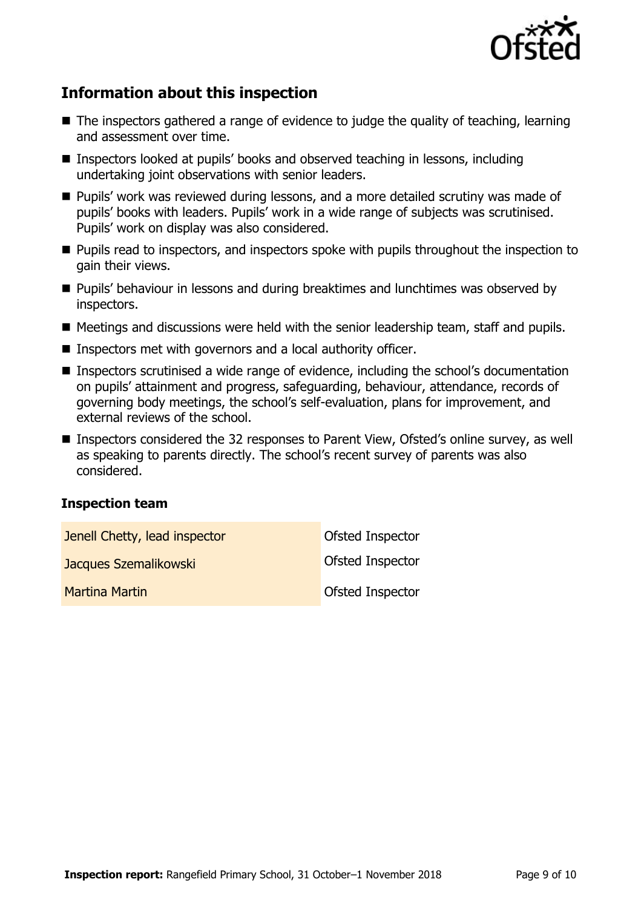## Information about this inspection

- The inspectors gathered a range of evidence to judge the quality of teaching, learning and assessment over time.
- Inspectors looked at pupils' books and observed teaching in lessons, including undertaking joint observations with senior leaders.
- Pupils' work was reviewed during lessons, and a more detailed scrutiny was made of pupils' books with leaders. Pupils' work in a wide range of subjects was scrutinised. Pupils' work on display was also considered.
- Pupils read to inspectors, and inspectors spoke with pupils throughout the inspection to gain their views.
- Pupils' behaviour in lessons and during breaktimes and lunchtimes was observed by inspectors.
- Meetings and discussions were held with the senior leadership team, staff and pupils.
- Inspectors met with governors and a local authority officer.
- Inspectors scrutinised a wide range of evidence, including the school's documentation on pupils' attainment and progress, safeguarding, behaviour, attendance, records of governing body meetings, the school's self-evaluation, plans for improvement, and external reviews of the school.
- Inspectors considered the 32 responses to Parent View, Ofsted's online survey, as well as speaking to parents directly. The school's recent survey of parents was also considered.

### Inspection team

| | |
|---|---|
| Jenell Chetty, lead inspector | Ofsted Inspector |
| Jacques Szemalikowski | Ofsted Inspector |
| Martina Martin | Ofsted Inspector |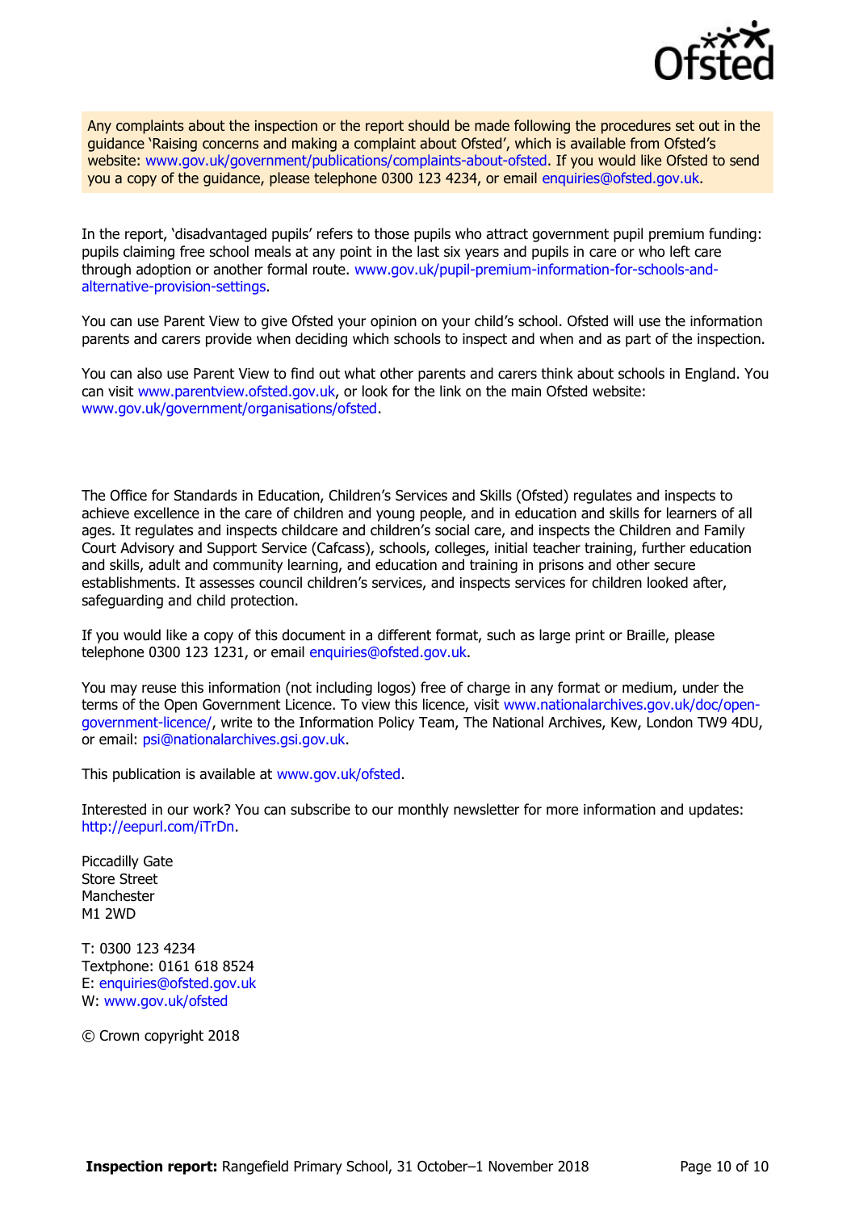Any complaints about the inspection or the report should be made following the procedures set out in the guidance 'Raising concerns and making a complaint about Ofsted', which is available from Ofsted's website: www.gov.uk/government/publications/complaints-about-ofsted. If you would like Ofsted to send you a copy of the guidance, please telephone 0300 123 4234, or email enquiries@ofsted.gov.uk.

In the report, 'disadvantaged pupils' refers to those pupils who attract government pupil premium funding: pupils claiming free school meals at any point in the last six years and pupils in care or who left care through adoption or another formal route. www.gov.uk/pupil-premium-information-for-schools-and-alternative-provision-settings.

You can use Parent View to give Ofsted your opinion on your child's school. Ofsted will use the information parents and carers provide when deciding which schools to inspect and when and as part of the inspection.

You can also use Parent View to find out what other parents and carers think about schools in England. You can visit www.parentview.ofsted.gov.uk, or look for the link on the main Ofsted website: www.gov.uk/government/organisations/ofsted.

The Office for Standards in Education, Children's Services and Skills (Ofsted) regulates and inspects to achieve excellence in the care of children and young people, and in education and skills for learners of all ages. It regulates and inspects childcare and children's social care, and inspects the Children and Family Court Advisory and Support Service (Cafcass), schools, colleges, initial teacher training, further education and skills, adult and community learning, and education and training in prisons and other secure establishments. It assesses council children's services, and inspects services for children looked after, safeguarding and child protection.

If you would like a copy of this document in a different format, such as large print or Braille, please telephone 0300 123 1231, or email enquiries@ofsted.gov.uk.

You may reuse this information (not including logos) free of charge in any format or medium, under the terms of the Open Government Licence. To view this licence, visit www.nationalarchives.gov.uk/doc/open-government-licence/, write to the Information Policy Team, The National Archives, Kew, London TW9 4DU, or email: psi@nationalarchives.gsi.gov.uk.

This publication is available at www.gov.uk/ofsted.

Interested in our work? You can subscribe to our monthly newsletter for more information and updates: http://eepurl.com/iTrDn.

Piccadilly Gate
Store Street
Manchester
M1 2WD

T: 0300 123 4234
Textphone: 0161 618 8524
E: enquiries@ofsted.gov.uk
W: www.gov.uk/ofsted

© Crown copyright 2018